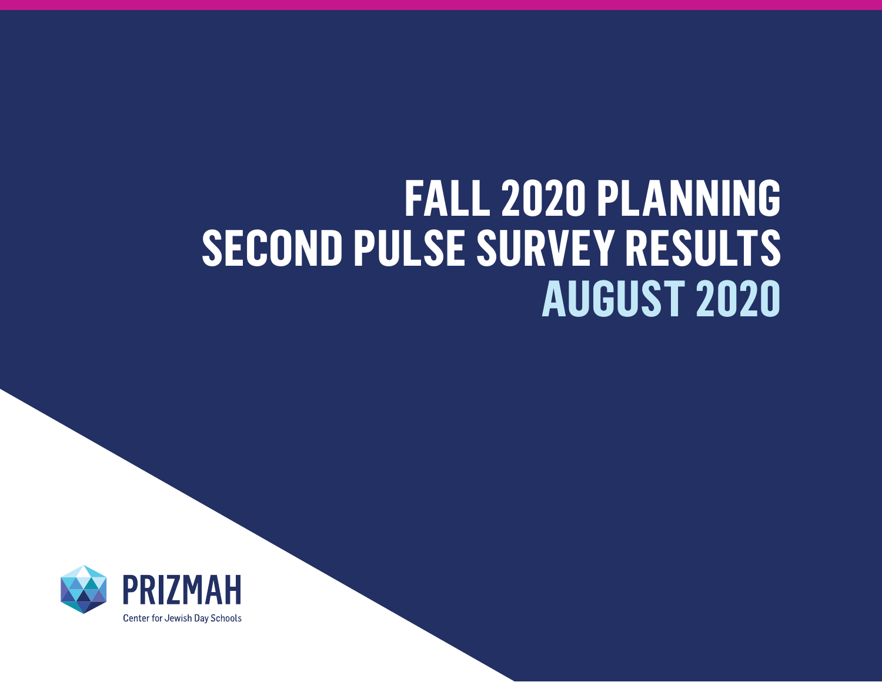# FALL 2020 PLANNING SECOND PULSE SURVEY RESULTS AUGUST 2020

PRIZMAH

Center for Jewish Day Schools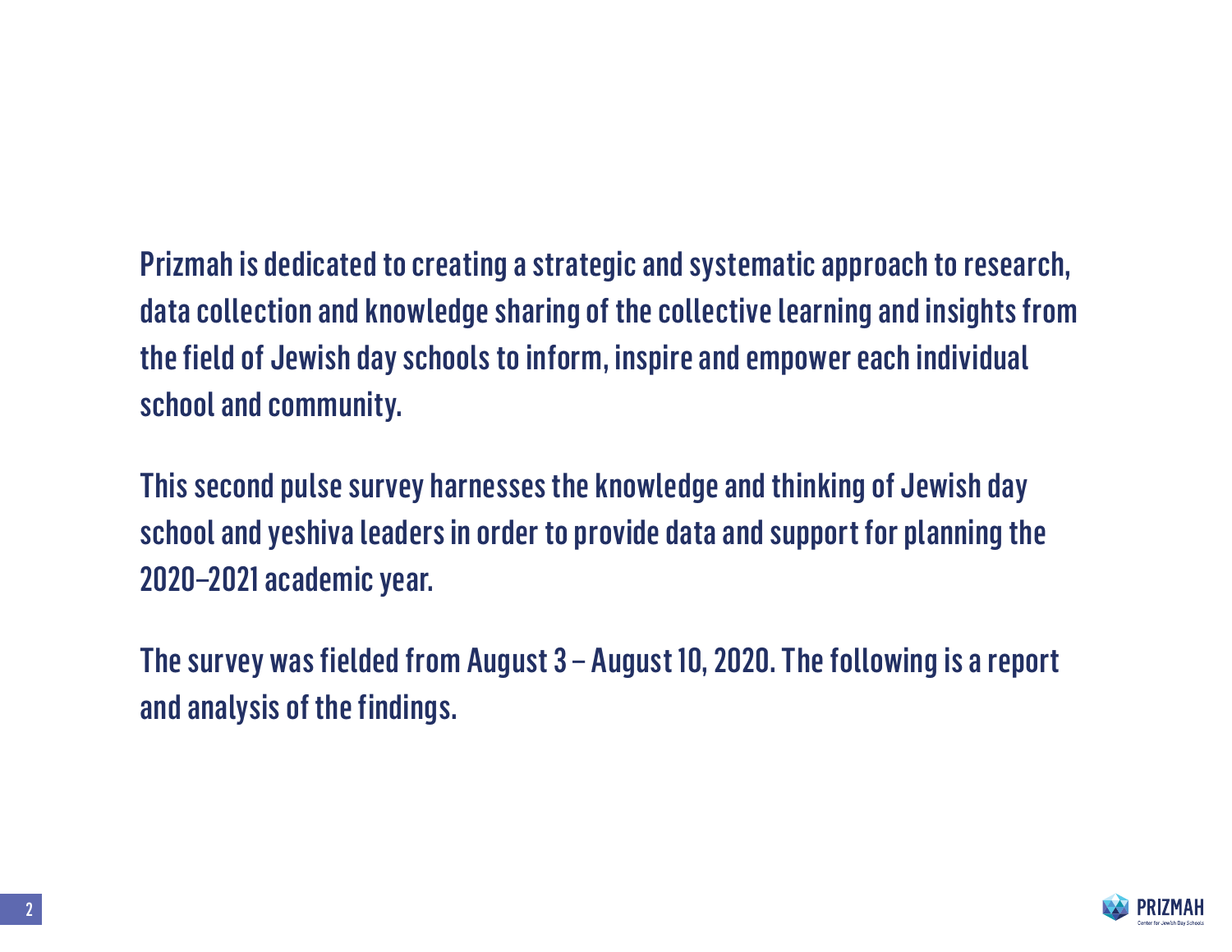Prizmah is dedicated to creating a strategic and systematic approach to research, data collection and knowledge sharing of the collective learning and insights from the field of Jewish day schools to inform, inspire and empower each individual school and community.

This second pulse survey harnesses the knowledge and thinking of Jewish day school and yeshiva leaders in order to provide data and support for planning the 2020–2021 academic year.

The survey was fielded from August 3 – August 10, 2020. The following is a report and analysis of the findings.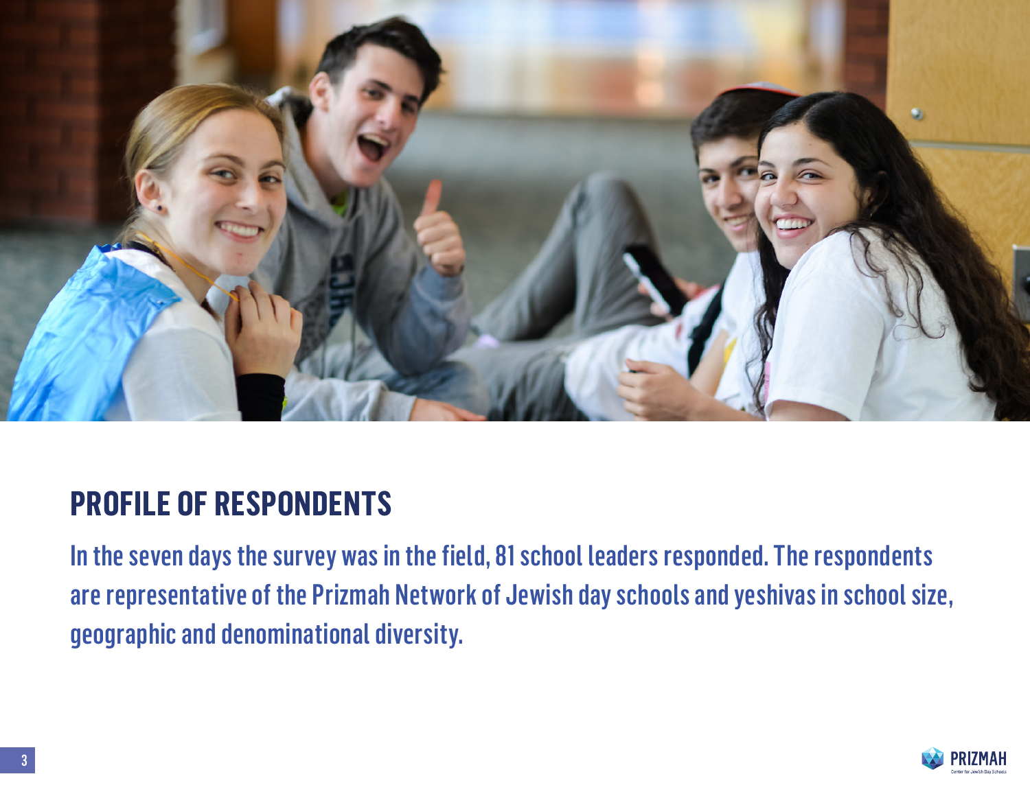## PROFILE OF RESPONDENTS

In the seven days the survey was in the field, 81 school leaders responded. The respondents are representative of the Prizmah Network of Jewish day schools and yeshivas in school size, geographic and denominational diversity.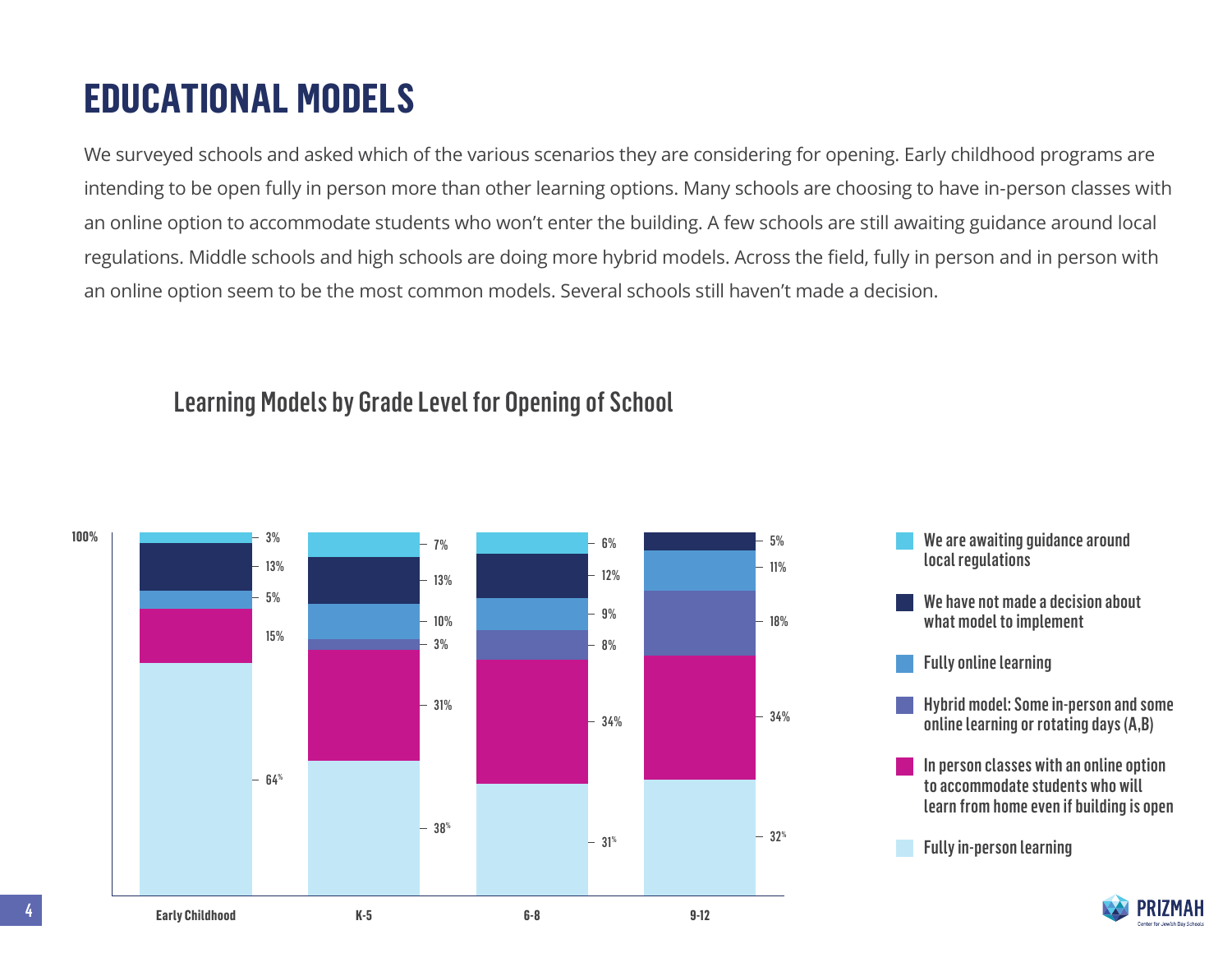# EDUCATIONAL MODELS

We surveyed schools and asked which of the various scenarios they are considering for opening. Early childhood programs are intending to be open fully in person more than other learning options. Many schools are choosing to have in-person classes with an online option to accommodate students who won't enter the building. A few schools are still awaiting guidance around local regulations. Middle schools and high schools are doing more hybrid models. Across the field, fully in person and in person with an online option seem to be the most common models. Several schools still haven't made a decision.

## Learning Models by Grade Level for Opening of School

| Learning Model | Early Childhood | K-5 | 6-8 | 9-12 |
|---|---|---|---|---|
| We are awaiting guidance around local regulations | 3% | 7% | 6% | |
| We have not made a decision about what model to implement | 13% | 13% | 12% | 5% |
| Fully online learning | 5% | 10% | 9% | 11% |
| Hybrid model: Some in-person and some online learning or rotating days (A,B) | | 3% | 8% | 18% |
| In person classes with an online option to accommodate students who will learn from home even if building is open | 15% | 31% | 34% | 34% |
| Fully in-person learning | 64% | 38% | 31% | 32% |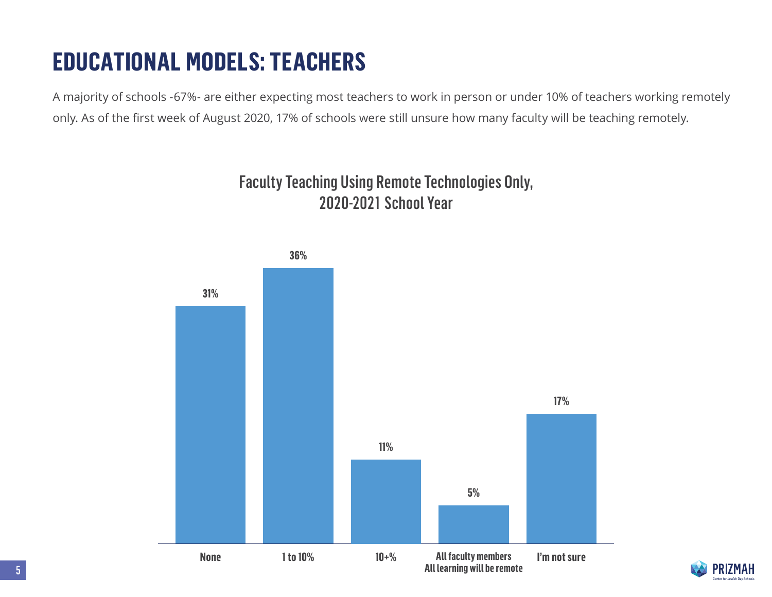# EDUCATIONAL MODELS: TEACHERS

A majority of schools -67%- are either expecting most teachers to work in person or under 10% of teachers working remotely only. As of the first week of August 2020, 17% of schools were still unsure how many faculty will be teaching remotely.

## Faculty Teaching Using Remote Technologies Only, 2020-2021 School Year

| Response | Percent |
|---|---|
| None | 31% |
| 1 to 10% | 36% |
| 10+% | 11% |
| All faculty members All learning will be remote | 5% |
| I'm not sure | 17% |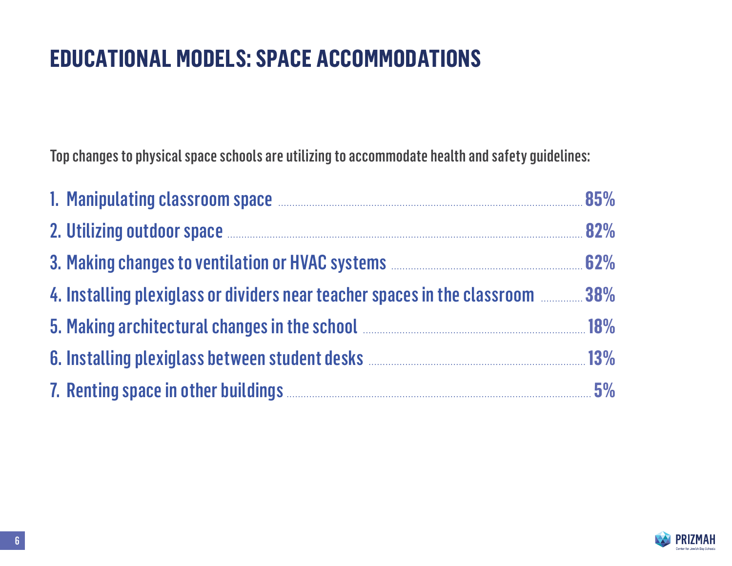# EDUCATIONAL MODELS: SPACE ACCOMMODATIONS

Top changes to physical space schools are utilizing to accommodate health and safety guidelines:

1. **Manipulating classroom space** ........ **85%**
2. **Utilizing outdoor space** ........ **82%**
3. **Making changes to ventilation or HVAC systems** ........ **62%**
4. **Installing plexiglass or dividers near teacher spaces in the classroom** ........ **38%**
5. **Making architectural changes in the school** ........ **18%**
6. **Installing plexiglass between student desks** ........ **13%**
7. **Renting space in other buildings** ........ **5%**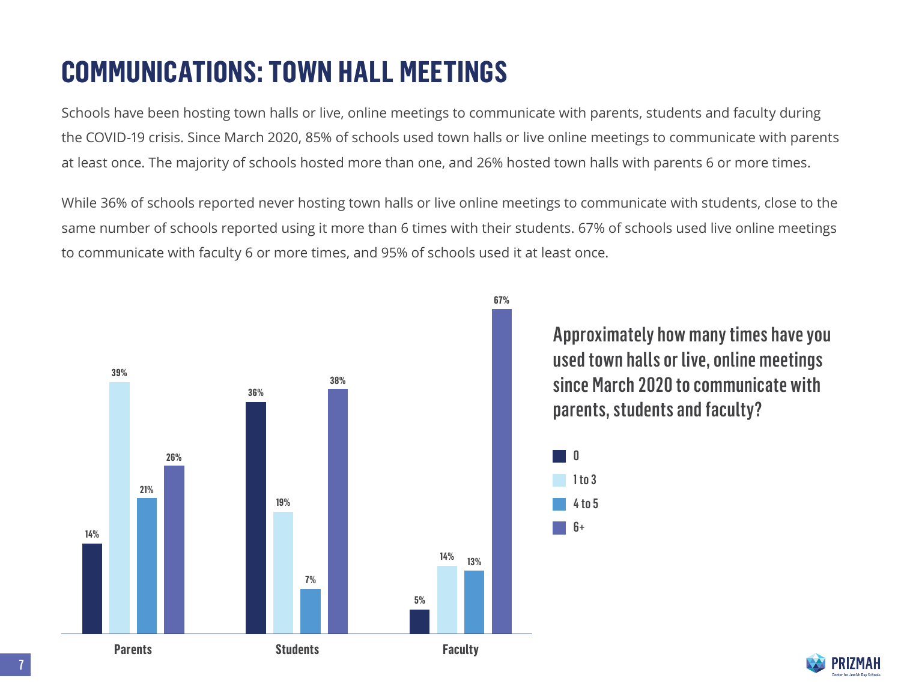# COMMUNICATIONS: TOWN HALL MEETINGS

Schools have been hosting town halls or live, online meetings to communicate with parents, students and faculty during the COVID-19 crisis. Since March 2020, 85% of schools used town halls or live online meetings to communicate with parents at least once. The majority of schools hosted more than one, and 26% hosted town halls with parents 6 or more times.

While 36% of schools reported never hosting town halls or live online meetings to communicate with students, close to the same number of schools reported using it more than 6 times with their students. 67% of schools used live online meetings to communicate with faculty 6 or more times, and 95% of schools used it at least once.

**Approximately how many times have you used town halls or live, online meetings since March 2020 to communicate with parents, students and faculty?**

| | 0 | 1 to 3 | 4 to 5 | 6+ |
|---|---|---|---|---|
| Parents | 14% | 39% | 21% | 26% |
| Students | 36% | 19% | 7% | 38% |
| Faculty | 5% | 14% | 13% | 67% |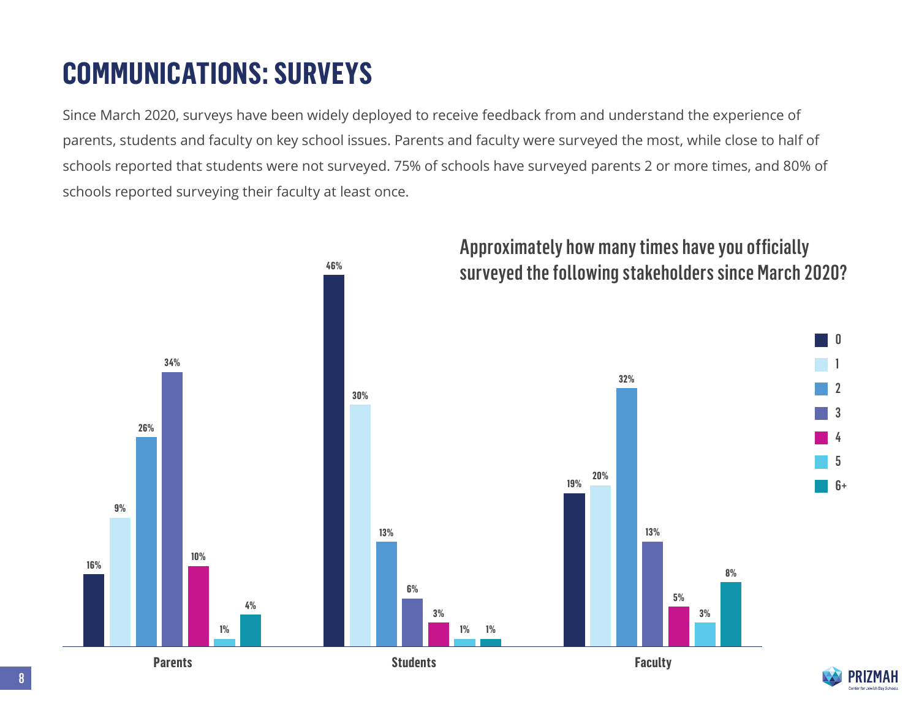# COMMUNICATIONS: SURVEYS

Since March 2020, surveys have been widely deployed to receive feedback from and understand the experience of parents, students and faculty on key school issues. Parents and faculty were surveyed the most, while close to half of schools reported that students were not surveyed. 75% of schools have surveyed parents 2 or more times, and 80% of schools reported surveying their faculty at least once.

## Approximately how many times have you officially surveyed the following stakeholders since March 2020?

| | 0 | 1 | 2 | 3 | 4 | 5 | 6+ |
|---|---|---|---|---|---|---|---|
| Parents | 16% | 9% | 26% | 34% | 10% | 1% | 4% |
| Students | 46% | 30% | 13% | 6% | 3% | 1% | 1% |
| Faculty | 19% | 20% | 32% | 13% | 5% | 3% | 8% |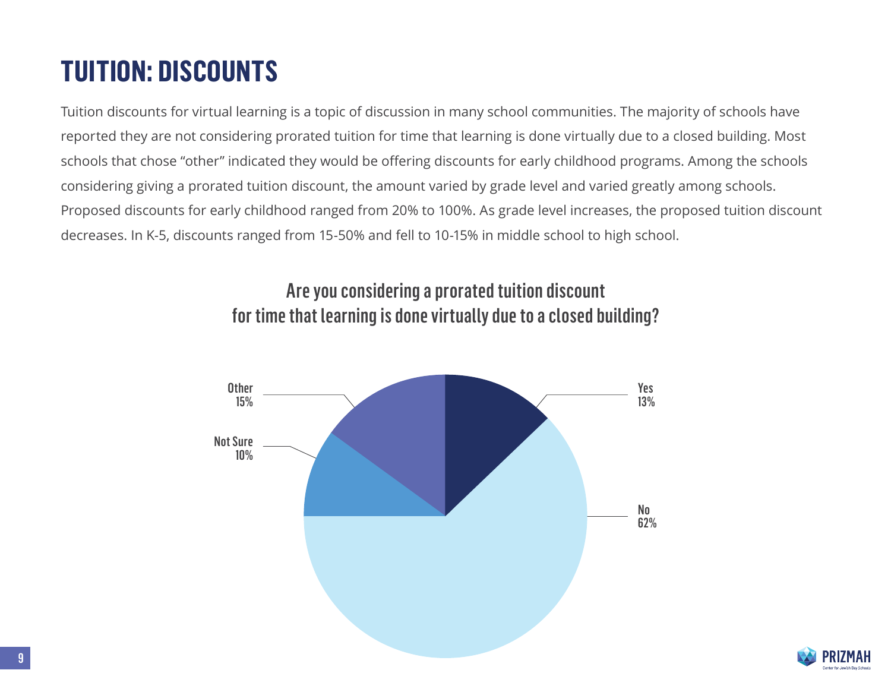# TUITION: DISCOUNTS

Tuition discounts for virtual learning is a topic of discussion in many school communities. The majority of schools have reported they are not considering prorated tuition for time that learning is done virtually due to a closed building. Most schools that chose "other" indicated they would be offering discounts for early childhood programs. Among the schools considering giving a prorated tuition discount, the amount varied by grade level and varied greatly among schools. Proposed discounts for early childhood ranged from 20% to 100%. As grade level increases, the proposed tuition discount decreases. In K-5, discounts ranged from 15-50% and fell to 10-15% in middle school to high school.

## Are you considering a prorated tuition discount for time that learning is done virtually due to a closed building?

| Response | Percentage |
| --- | --- |
| Yes | 13% |
| No | 62% |
| Not Sure | 10% |
| Other | 15% |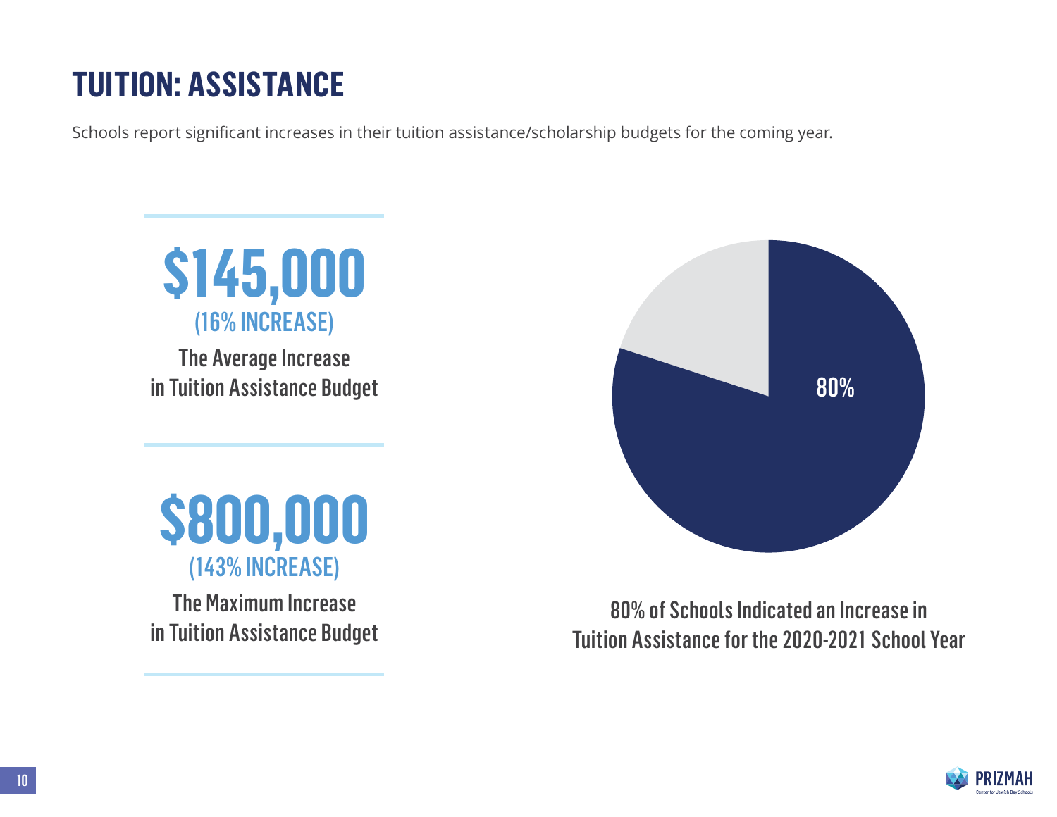# TUITION: ASSISTANCE

Schools report significant increases in their tuition assistance/scholarship budgets for the coming year.

**$145,000**
(16% INCREASE)
The Average Increase in Tuition Assistance Budget

**$800,000**
(143% INCREASE)
The Maximum Increase in Tuition Assistance Budget

80%

80% of Schools Indicated an Increase in Tuition Assistance for the 2020-2021 School Year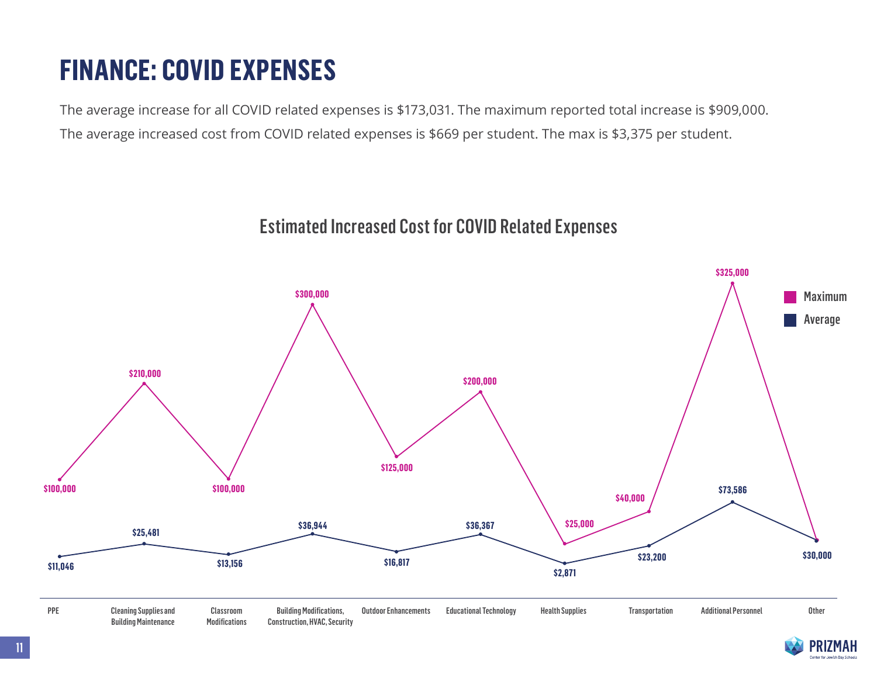# FINANCE: COVID EXPENSES

The average increase for all COVID related expenses is $173,031. The maximum reported total increase is $909,000.

The average increased cost from COVID related expenses is $669 per student. The max is $3,375 per student.

## Estimated Increased Cost for COVID Related Expenses

| Category | Maximum | Average |
|---|---|---|
| PPE | $100,000 | $11,046 |
| Cleaning Supplies and Building Maintenance | $210,000 | $25,481 |
| Classroom Modifications | $100,000 | $13,156 |
| Building Modifications, Construction, HVAC, Security | $300,000 | $36,944 |
| Outdoor Enhancements | $125,000 | $16,817 |
| Educational Technology | $200,000 | $36,367 |
| Health Supplies | $25,000 | $2,871 |
| Transportation | $40,000 | $23,200 |
| Additional Personnel | $325,000 | $73,586 |
| Other | | $30,000 |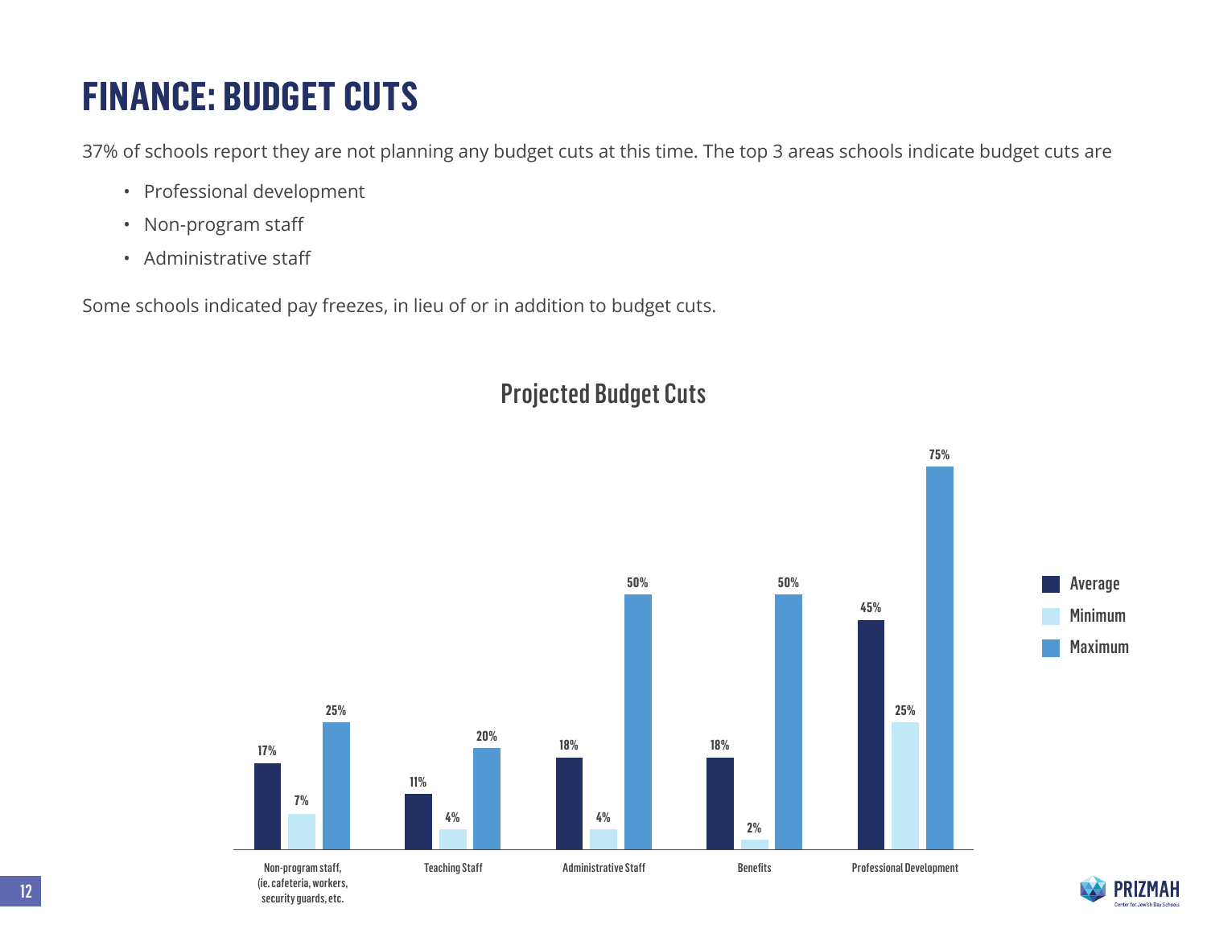# FINANCE: BUDGET CUTS

37% of schools report they are not planning any budget cuts at this time. The top 3 areas schools indicate budget cuts are

- Professional development
- Non-program staff
- Administrative staff

Some schools indicated pay freezes, in lieu of or in addition to budget cuts.

## Projected Budget Cuts

| | Average | Minimum | Maximum |
|---|---|---|---|
| Non-program staff, (ie. cafeteria, workers, security guards, etc. | 17% | 7% | 25% |
| Teaching Staff | 11% | 4% | 20% |
| Administrative Staff | 18% | 4% | 50% |
| Benefits | 18% | 2% | 50% |
| Professional Development | 45% | 25% | 75% |

PRIZMAH Center for Jewish Day Schools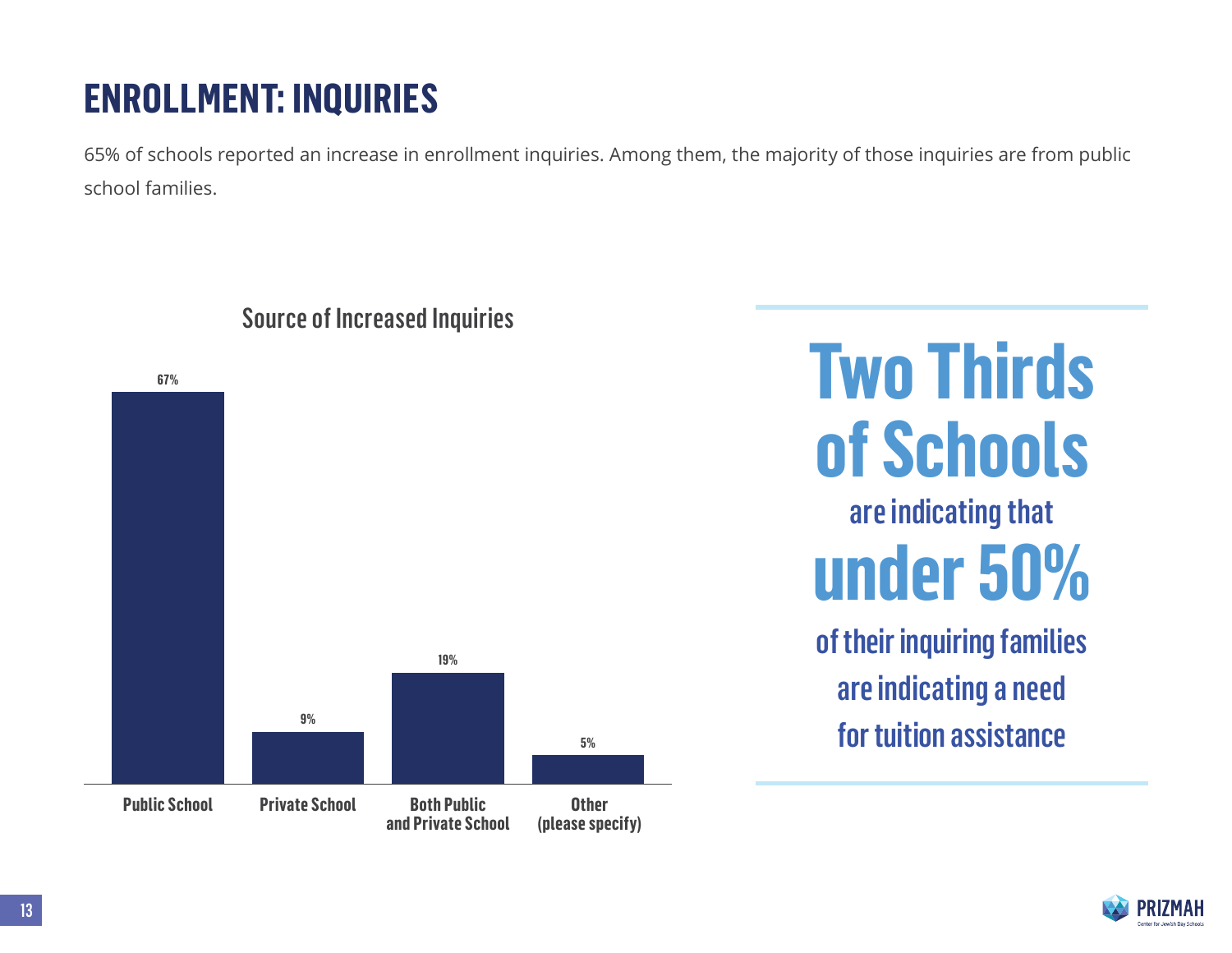# ENROLLMENT: INQUIRIES

65% of schools reported an increase in enrollment inquiries. Among them, the majority of those inquiries are from public school families.

**Source of Increased Inquiries**

| Source | Percentage |
|---|---|
| Public School | 67% |
| Private School | 9% |
| Both Public and Private School | 19% |
| Other (please specify) | 5% |

**Two Thirds of Schools** are indicating that **under 50%** of their inquiring families are indicating a need for tuition assistance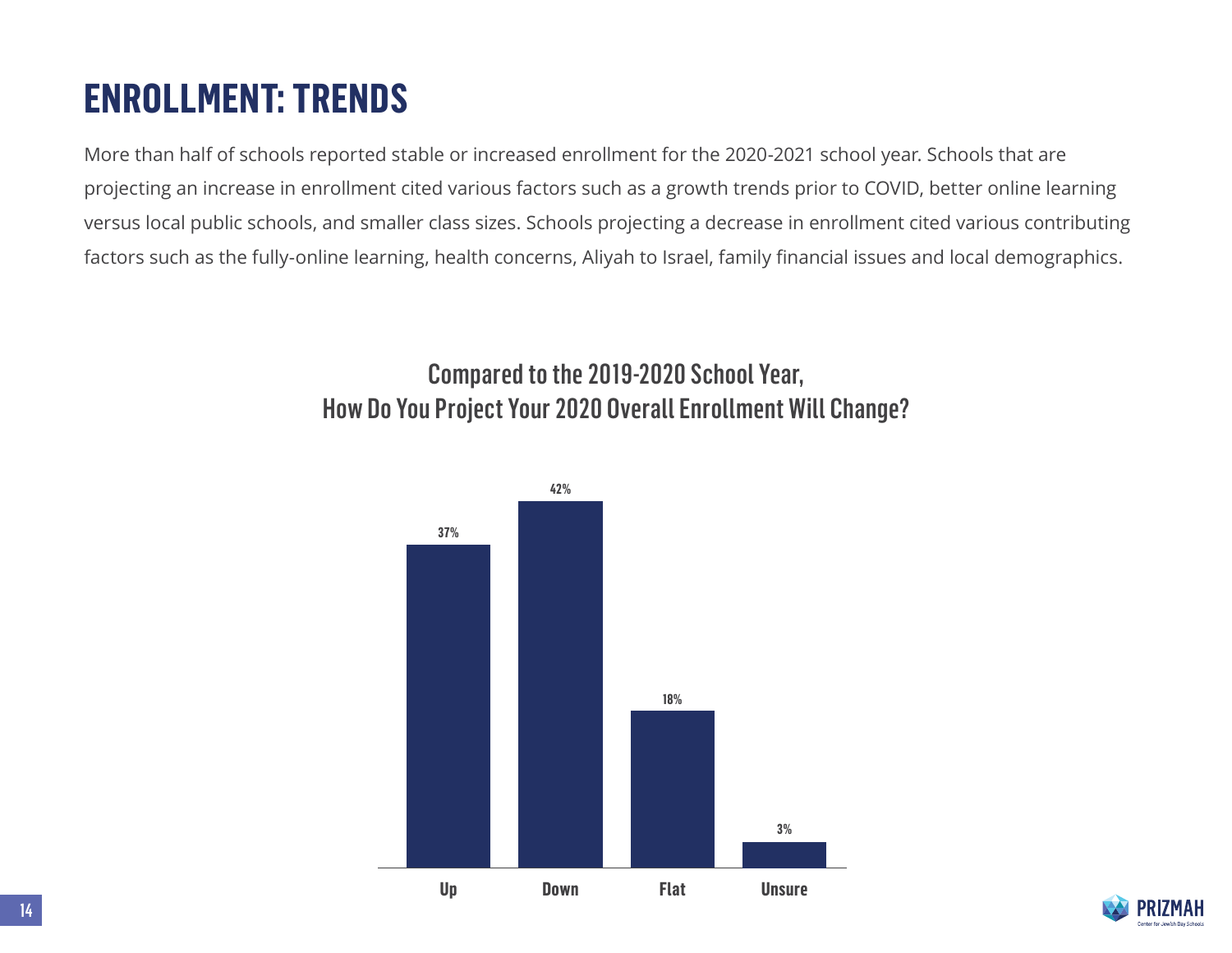# ENROLLMENT: TRENDS

More than half of schools reported stable or increased enrollment for the 2020-2021 school year. Schools that are projecting an increase in enrollment cited various factors such as a growth trends prior to COVID, better online learning versus local public schools, and smaller class sizes. Schools projecting a decrease in enrollment cited various contributing factors such as the fully-online learning, health concerns, Aliyah to Israel, family financial issues and local demographics.

## Compared to the 2019-2020 School Year, How Do You Project Your 2020 Overall Enrollment Will Change?

| Projection | Percent |
| --- | --- |
| Up | 37% |
| Down | 42% |
| Flat | 18% |
| Unsure | 3% |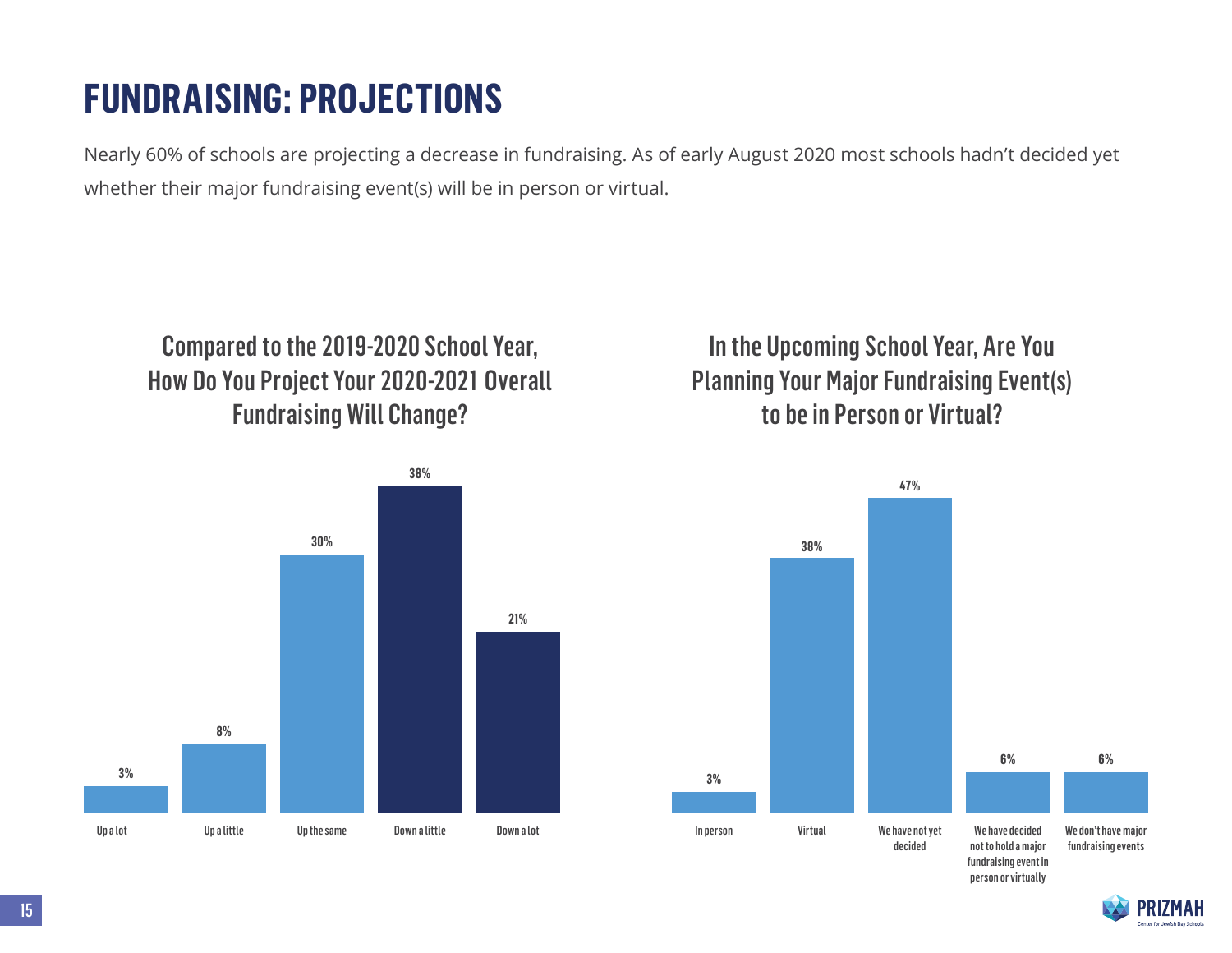# FUNDRAISING: PROJECTIONS

Nearly 60% of schools are projecting a decrease in fundraising. As of early August 2020 most schools hadn't decided yet whether their major fundraising event(s) will be in person or virtual.

### Compared to the 2019-2020 School Year, How Do You Project Your 2020-2021 Overall Fundraising Will Change?

| Response | Percent |
|---|---|
| Up a lot | 3% |
| Up a little | 8% |
| Up the same | 30% |
| Down a little | 38% |
| Down a lot | 21% |

### In the Upcoming School Year, Are You Planning Your Major Fundraising Event(s) to be in Person or Virtual?

| Response | Percent |
|---|---|
| In person | 3% |
| Virtual | 38% |
| We have not yet decided | 47% |
| We have decided not to hold a major fundraising event in person or virtually | 6% |
| We don't have major fundraising events | 6% |

PRIZMAH Center for Jewish Day Schools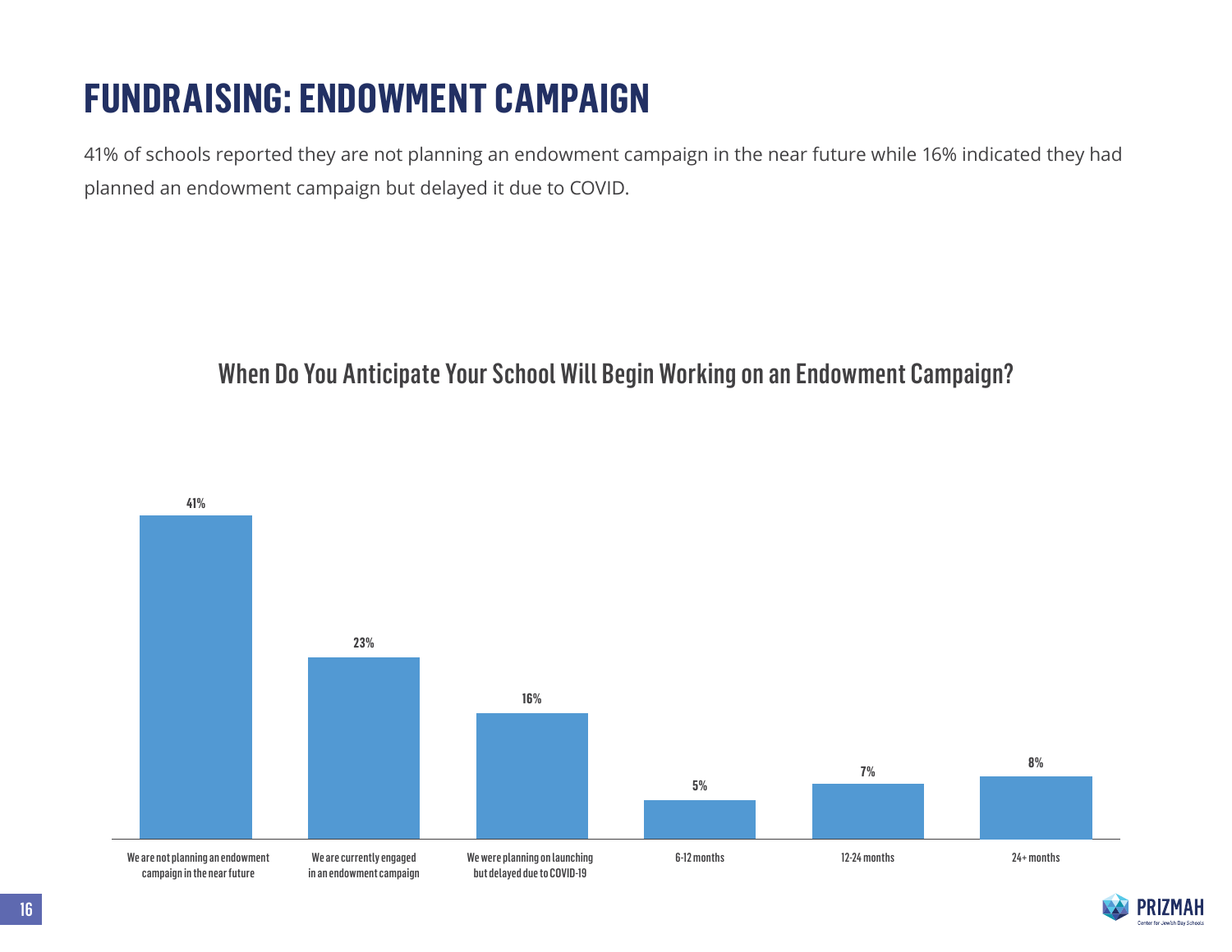# FUNDRAISING: ENDOWMENT CAMPAIGN

41% of schools reported they are not planning an endowment campaign in the near future while 16% indicated they had planned an endowment campaign but delayed it due to COVID.

## When Do You Anticipate Your School Will Begin Working on an Endowment Campaign?

| Response | Percentage |
| --- | --- |
| We are not planning an endowment campaign in the near future | 41% |
| We are currently engaged in an endowment campaign | 23% |
| We were planning on launching but delayed due to COVID-19 | 16% |
| 6-12 months | 5% |
| 12-24 months | 7% |
| 24+ months | 8% |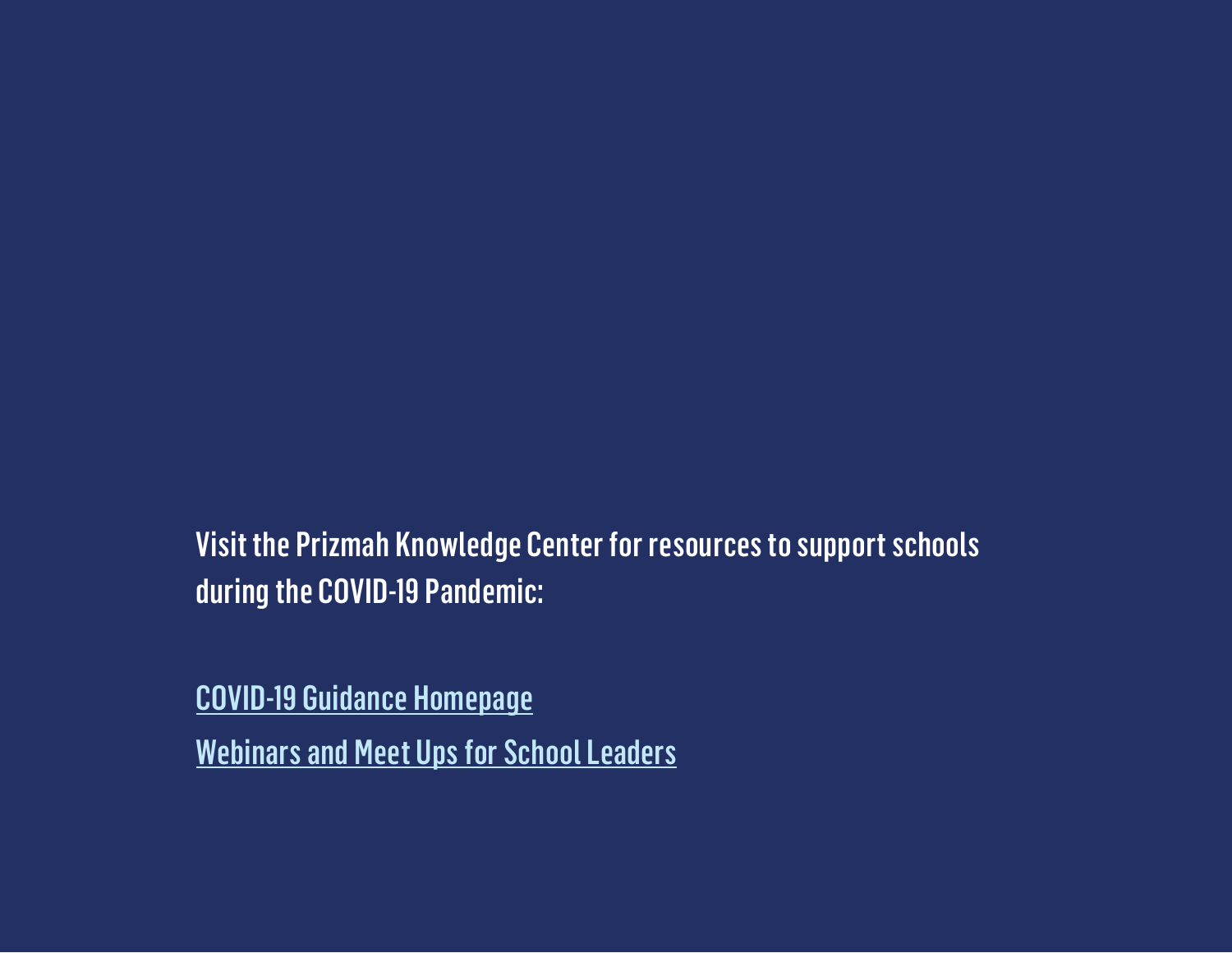Visit the Prizmah Knowledge Center for resources to support schools during the COVID-19 Pandemic:

COVID-19 Guidance Homepage

Webinars and Meet Ups for School Leaders